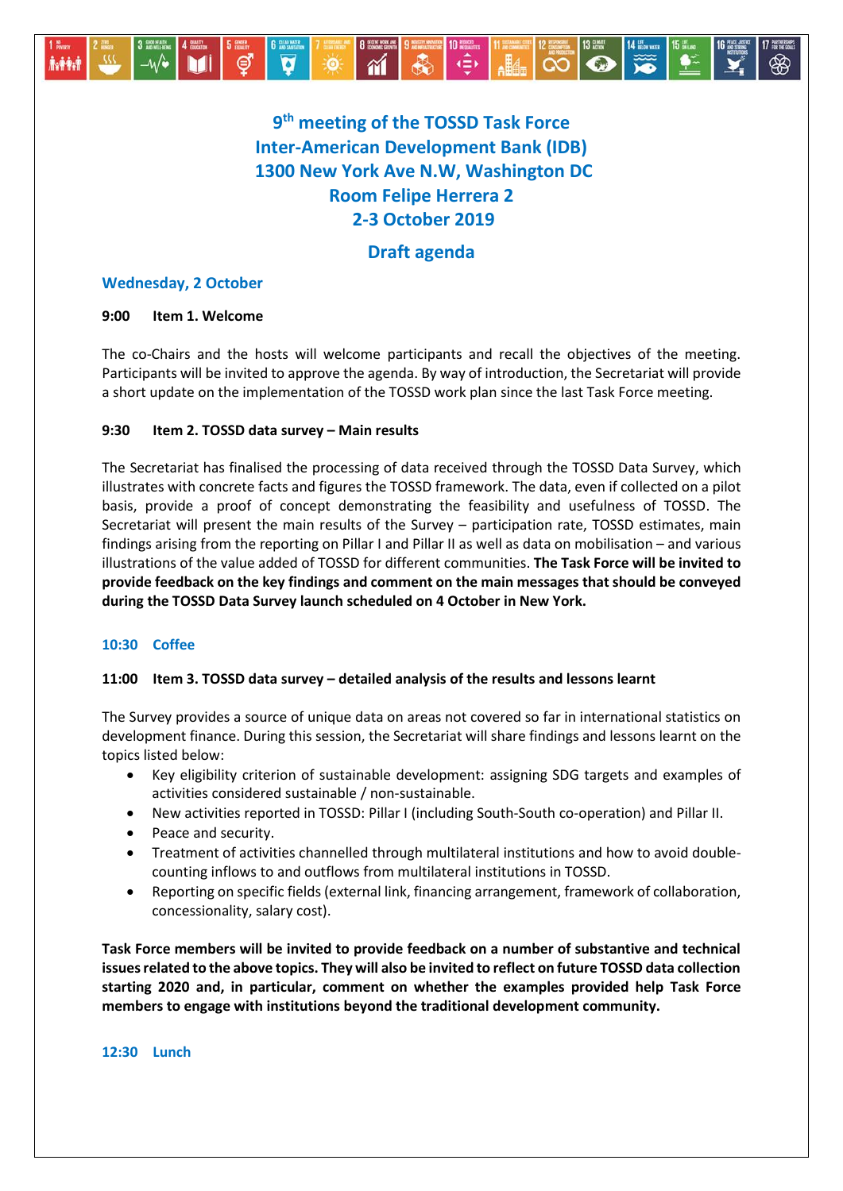# 9th meeting of the TOSSD Task Force
# Inter-American Development Bank (IDB)
# 1300 New York Ave N.W, Washington DC
# Room Felipe Herrera 2
# 2-3 October 2019

## Draft agenda

### Wednesday, 2 October

**9:00 Item 1. Welcome**

The co-Chairs and the hosts will welcome participants and recall the objectives of the meeting. Participants will be invited to approve the agenda. By way of introduction, the Secretariat will provide a short update on the implementation of the TOSSD work plan since the last Task Force meeting.

**9:30 Item 2. TOSSD data survey – Main results**

The Secretariat has finalised the processing of data received through the TOSSD Data Survey, which illustrates with concrete facts and figures the TOSSD framework. The data, even if collected on a pilot basis, provide a proof of concept demonstrating the feasibility and usefulness of TOSSD. The Secretariat will present the main results of the Survey – participation rate, TOSSD estimates, main findings arising from the reporting on Pillar I and Pillar II as well as data on mobilisation – and various illustrations of the value added of TOSSD for different communities. **The Task Force will be invited to provide feedback on the key findings and comment on the main messages that should be conveyed during the TOSSD Data Survey launch scheduled on 4 October in New York.**

**10:30 Coffee**

**11:00 Item 3. TOSSD data survey – detailed analysis of the results and lessons learnt**

The Survey provides a source of unique data on areas not covered so far in international statistics on development finance. During this session, the Secretariat will share findings and lessons learnt on the topics listed below:

- Key eligibility criterion of sustainable development: assigning SDG targets and examples of activities considered sustainable / non-sustainable.
- New activities reported in TOSSD: Pillar I (including South-South co-operation) and Pillar II.
- Peace and security.
- Treatment of activities channelled through multilateral institutions and how to avoid double-counting inflows to and outflows from multilateral institutions in TOSSD.
- Reporting on specific fields (external link, financing arrangement, framework of collaboration, concessionality, salary cost).

**Task Force members will be invited to provide feedback on a number of substantive and technical issues related to the above topics. They will also be invited to reflect on future TOSSD data collection starting 2020 and, in particular, comment on whether the examples provided help Task Force members to engage with institutions beyond the traditional development community.**

**12:30 Lunch**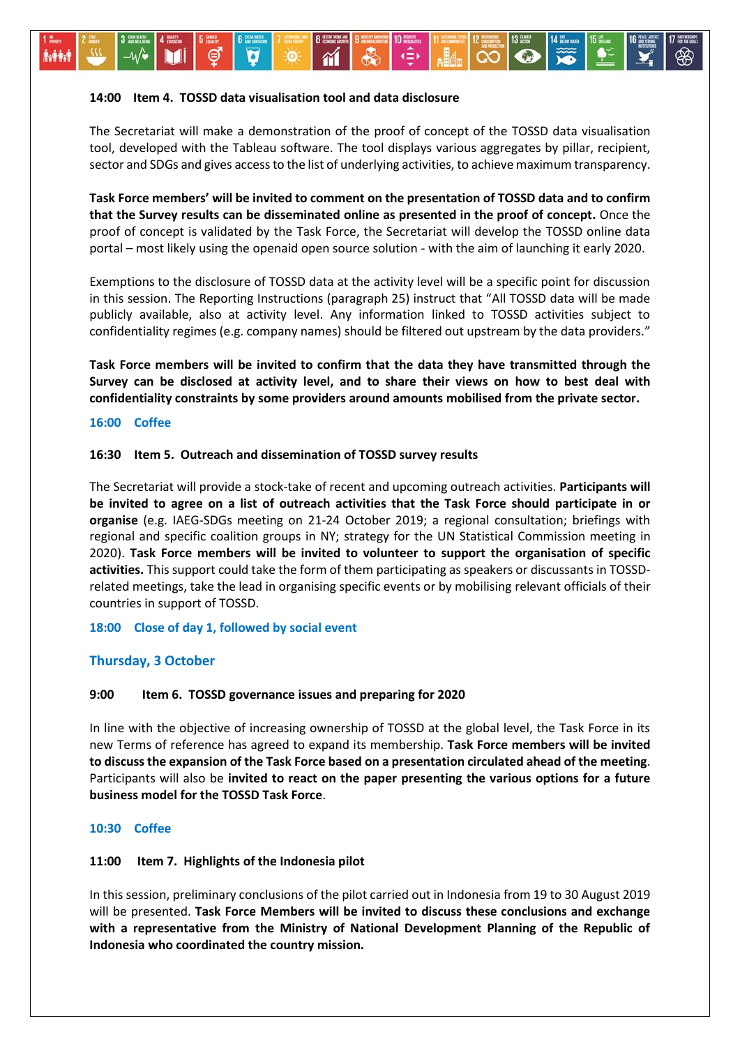**14:00 Item 4. TOSSD data visualisation tool and data disclosure**

The Secretariat will make a demonstration of the proof of concept of the TOSSD data visualisation tool, developed with the Tableau software. The tool displays various aggregates by pillar, recipient, sector and SDGs and gives access to the list of underlying activities, to achieve maximum transparency.

**Task Force members' will be invited to comment on the presentation of TOSSD data and to confirm that the Survey results can be disseminated online as presented in the proof of concept.** Once the proof of concept is validated by the Task Force, the Secretariat will develop the TOSSD online data portal – most likely using the openaid open source solution - with the aim of launching it early 2020.

Exemptions to the disclosure of TOSSD data at the activity level will be a specific point for discussion in this session. The Reporting Instructions (paragraph 25) instruct that "All TOSSD data will be made publicly available, also at activity level. Any information linked to TOSSD activities subject to confidentiality regimes (e.g. company names) should be filtered out upstream by the data providers."

**Task Force members will be invited to confirm that the data they have transmitted through the Survey can be disclosed at activity level, and to share their views on how to best deal with confidentiality constraints by some providers around amounts mobilised from the private sector.**

**16:00 Coffee**

**16:30 Item 5. Outreach and dissemination of TOSSD survey results**

The Secretariat will provide a stock-take of recent and upcoming outreach activities. **Participants will be invited to agree on a list of outreach activities that the Task Force should participate in or organise** (e.g. IAEG-SDGs meeting on 21-24 October 2019; a regional consultation; briefings with regional and specific coalition groups in NY; strategy for the UN Statistical Commission meeting in 2020). **Task Force members will be invited to volunteer to support the organisation of specific activities.** This support could take the form of them participating as speakers or discussants in TOSSD-related meetings, take the lead in organising specific events or by mobilising relevant officials of their countries in support of TOSSD.

**18:00 Close of day 1, followed by social event**

## Thursday, 3 October

**9:00 Item 6. TOSSD governance issues and preparing for 2020**

In line with the objective of increasing ownership of TOSSD at the global level, the Task Force in its new Terms of reference has agreed to expand its membership. **Task Force members will be invited to discuss the expansion of the Task Force based on a presentation circulated ahead of the meeting**. Participants will also be **invited to react on the paper presenting the various options for a future business model for the TOSSD Task Force**.

**10:30 Coffee**

**11:00 Item 7. Highlights of the Indonesia pilot**

In this session, preliminary conclusions of the pilot carried out in Indonesia from 19 to 30 August 2019 will be presented. **Task Force Members will be invited to discuss these conclusions and exchange with a representative from the Ministry of National Development Planning of the Republic of Indonesia who coordinated the country mission.**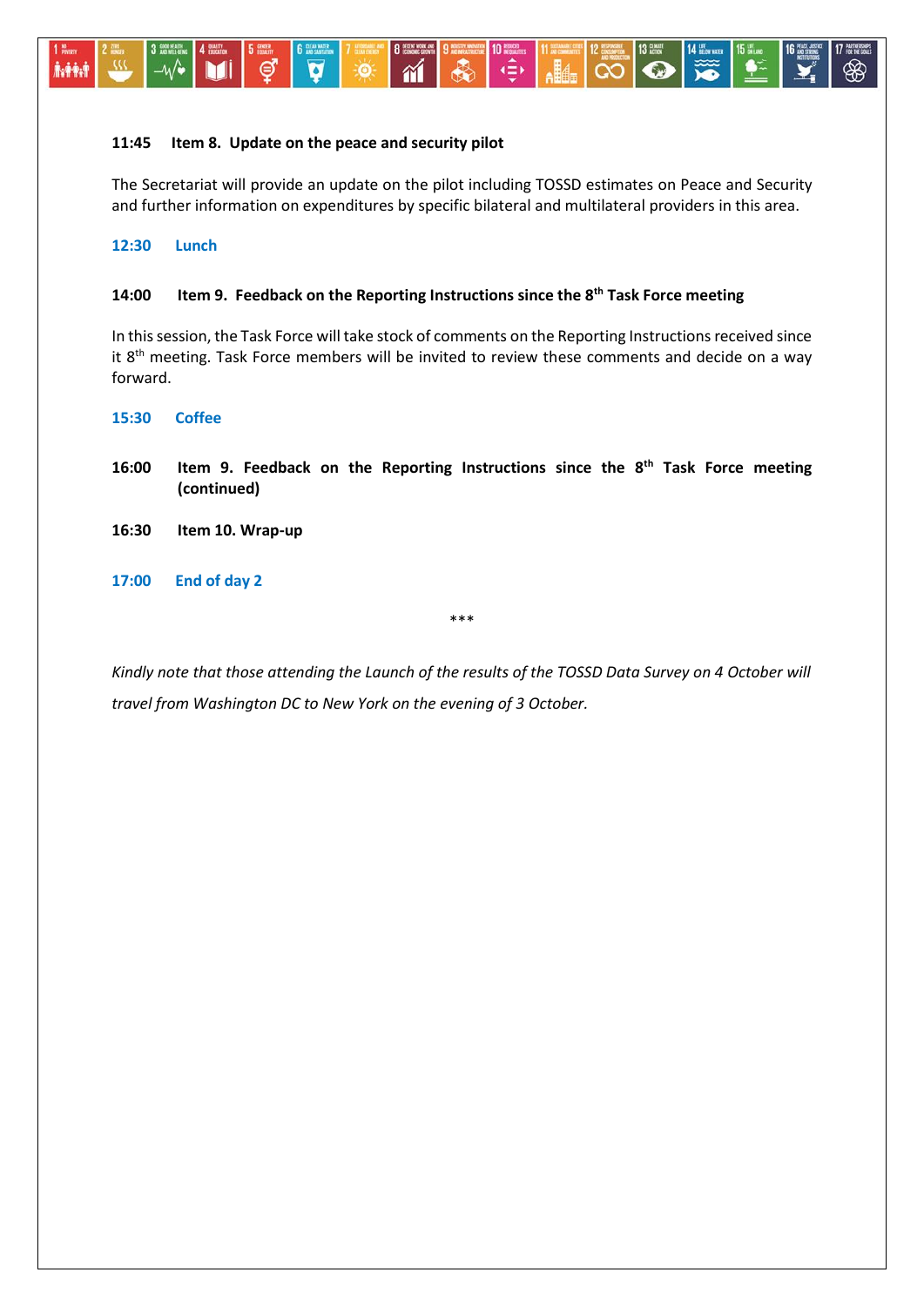**11:45 Item 8. Update on the peace and security pilot**

The Secretariat will provide an update on the pilot including TOSSD estimates on Peace and Security and further information on expenditures by specific bilateral and multilateral providers in this area.

**12:30 Lunch**

**14:00 Item 9. Feedback on the Reporting Instructions since the 8th Task Force meeting**

In this session, the Task Force will take stock of comments on the Reporting Instructions received since it 8th meeting. Task Force members will be invited to review these comments and decide on a way forward.

**15:30 Coffee**

**16:00 Item 9. Feedback on the Reporting Instructions since the 8th Task Force meeting (continued)**

**16:30 Item 10. Wrap-up**

**17:00 End of day 2**

***

*Kindly note that those attending the Launch of the results of the TOSSD Data Survey on 4 October will travel from Washington DC to New York on the evening of 3 October.*